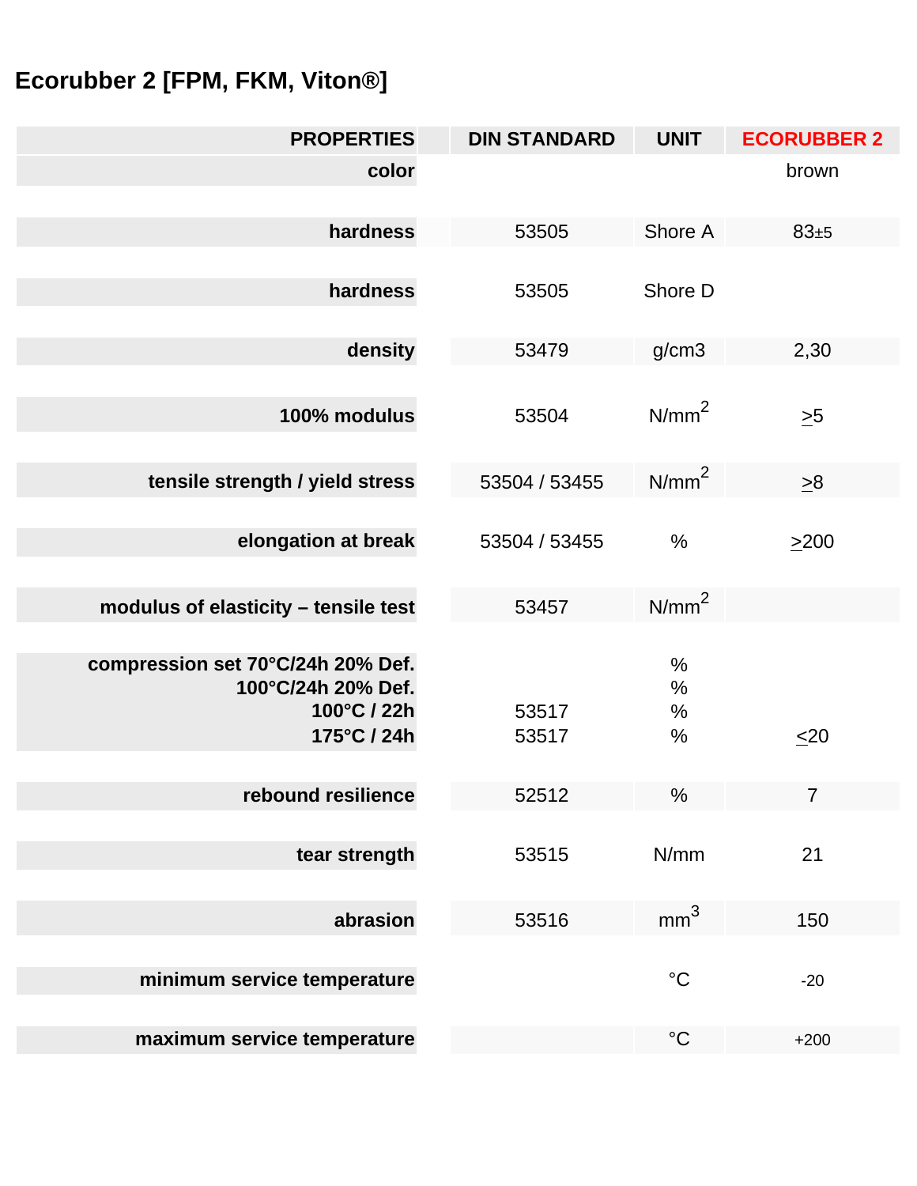# Ecorubber 2 [FPM, FKM, Viton®]

| PROPERTIES | DIN STANDARD | UNIT | ECORUBBER 2 |
|---|---|---|---|
| color | | | brown |
| hardness | 53505 | Shore A | 83±5 |
| hardness | 53505 | Shore D | |
| density | 53479 | g/cm3 | 2,30 |
| 100% modulus | 53504 | $N/mm^2$ | ≥5 |
| tensile strength / yield stress | 53504 / 53455 | $N/mm^2$ | ≥8 |
| elongation at break | 53504 / 53455 | % | ≥200 |
| modulus of elasticity – tensile test | 53457 | $N/mm^2$ | |
| compression set 70°C/24h 20% Def. | | % | |
| 100°C/24h 20% Def. | | % | |
| 100°C / 22h | 53517 | % | |
| 175°C / 24h | 53517 | % | ≤20 |
| rebound resilience | 52512 | % | 7 |
| tear strength | 53515 | N/mm | 21 |
| abrasion | 53516 | $mm^3$ | 150 |
| minimum service temperature | | °C | -20 |
| maximum service temperature | | °C | +200 |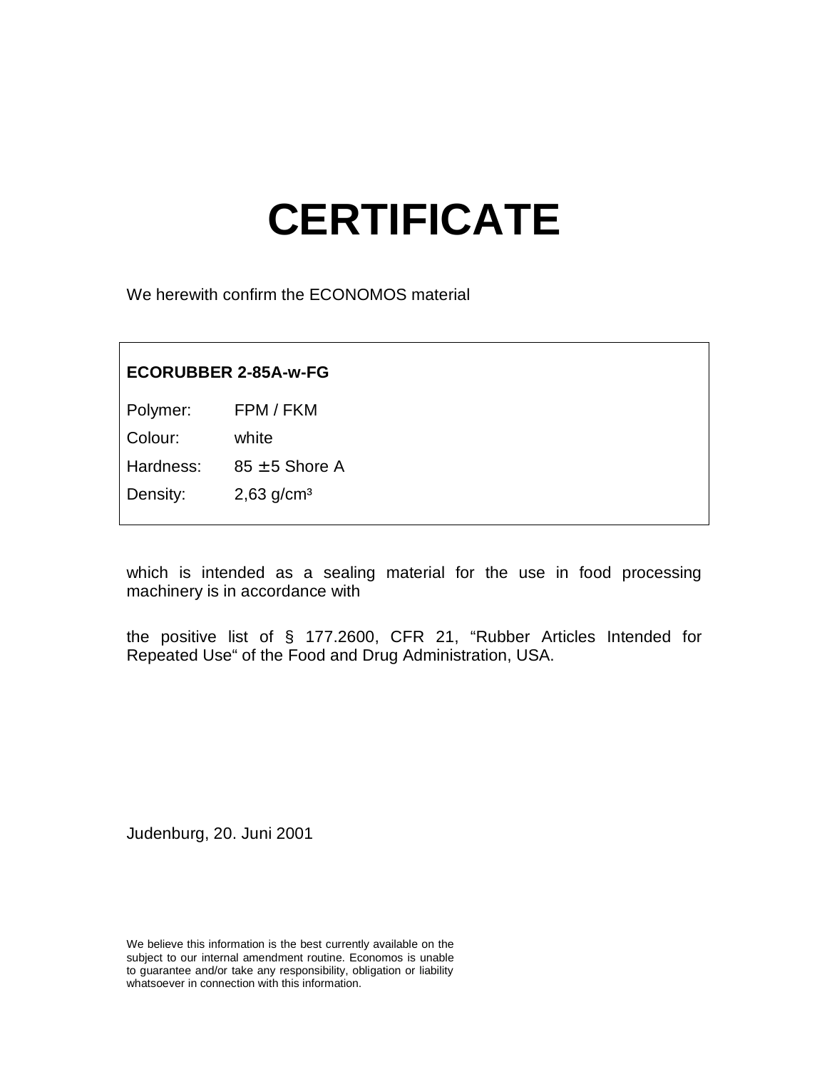# CERTIFICATE

We herewith confirm the ECONOMOS material

| | |
|---|---|
| **ECORUBBER 2-85A-w-FG** | |
| Polymer: | FPM / FKM |
| Colour: | white |
| Hardness: | 85 ± 5 Shore A |
| Density: | 2,63 g/cm³ |

which is intended as a sealing material for the use in food processing machinery is in accordance with

the positive list of § 177.2600, CFR 21, "Rubber Articles Intended for Repeated Use" of the Food and Drug Administration, USA.

Judenburg, 20. Juni 2001

We believe this information is the best currently available on the subject to our internal amendment routine. Economos is unable to guarantee and/or take any responsibility, obligation or liability whatsoever in connection with this information.